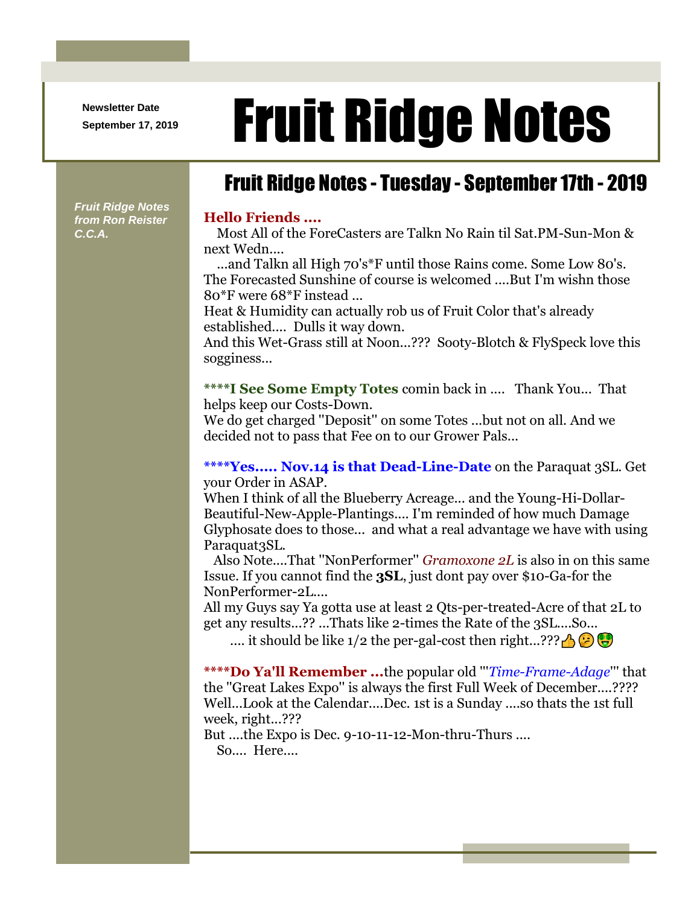Newsletter Date
September 17, 2019

# Fruit Ridge Notes

## Fruit Ridge Notes - Tuesday - September 17th - 2019

*Fruit Ridge Notes from Ron Reister C.C.A.*

**Hello Friends ....**

Most All of the ForeCasters are Talkn No Rain til Sat.PM-Sun-Mon & next Wedn....

...and Talkn all High 70's*F until those Rains come. Some Low 80's. The Forecasted Sunshine of course is welcomed ....But I'm wishn those 80*F were 68*F instead ...

Heat & Humidity can actually rob us of Fruit Color that's already established.... Dulls it way down.

And this Wet-Grass still at Noon...??? Sooty-Blotch & FlySpeck love this sogginess...

**\*\*\*\*I See Some Empty Totes** comin back in .... Thank You... That helps keep our Costs-Down.

We do get charged "Deposit" on some Totes ...but not on all. And we decided not to pass that Fee on to our Grower Pals...

**\*\*\*\*Yes..... Nov.14 is that Dead-Line-Date** on the Paraquat 3SL. Get your Order in ASAP.

When I think of all the Blueberry Acreage... and the Young-Hi-Dollar-Beautiful-New-Apple-Plantings.... I'm reminded of how much Damage Glyphosate does to those... and what a real advantage we have with using Paraquat3SL.

Also Note....That "NonPerformer" *Gramoxone 2L* is also in on this same Issue. If you cannot find the **3SL**, just dont pay over $10-Ga-for the NonPerformer-2L....

All my Guys say Ya gotta use at least 2 Qts-per-treated-Acre of that 2L to get any results...?? ...Thats like 2-times the Rate of the 3SL....So...

.... it should be like 1/2 the per-gal-cost then right...???👍🤔🤑

**\*\*\*\*Do Ya'll Remember ...**the popular old "'*Time-Frame-Adage*'" that the "Great Lakes Expo" is always the first Full Week of December....????

Well...Look at the Calendar....Dec. 1st is a Sunday ....so thats the 1st full week, right...???

But ....the Expo is Dec. 9-10-11-12-Mon-thru-Thurs ....

So.... Here....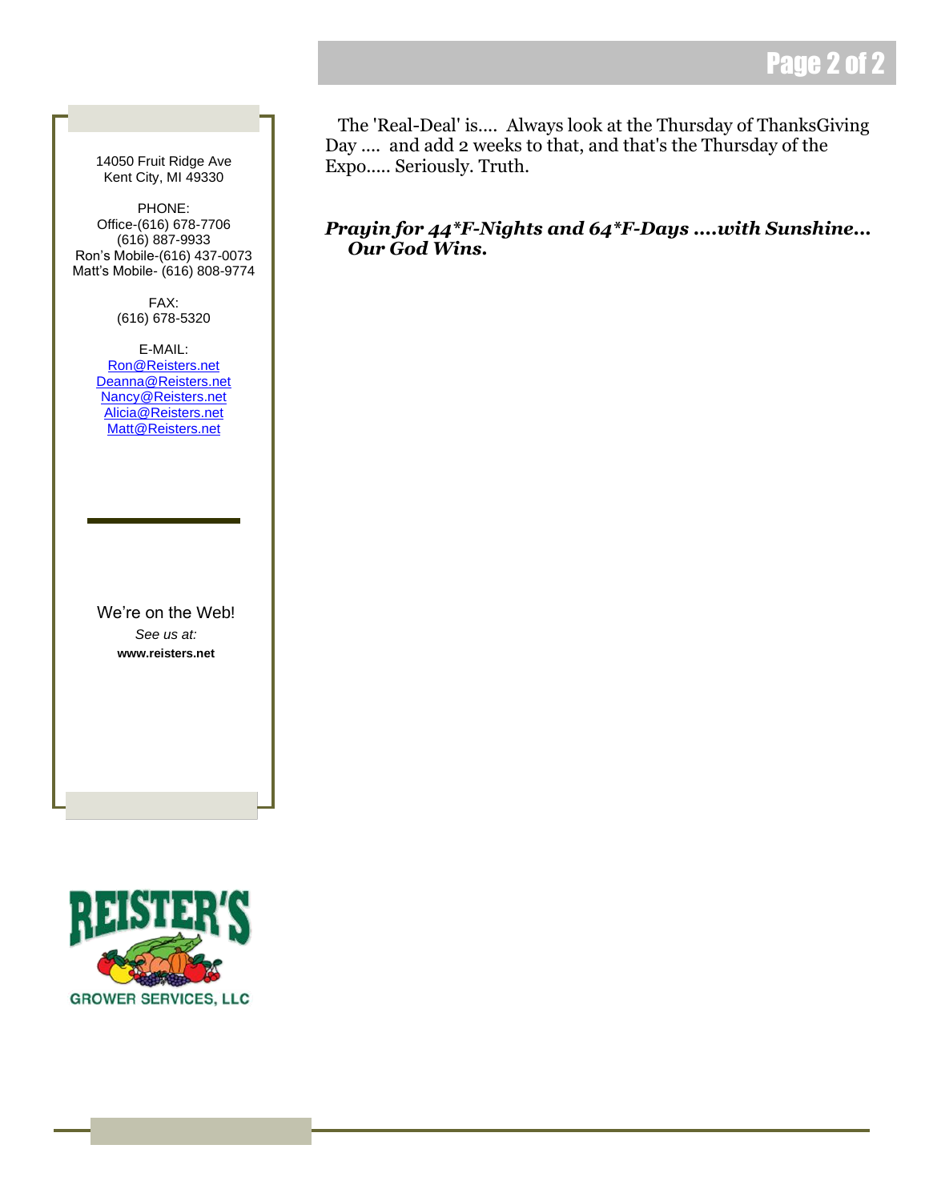The 'Real-Deal' is.... Always look at the Thursday of ThanksGiving Day .... and add 2 weeks to that, and that's the Thursday of the Expo..... Seriously. Truth.

***Prayin for 44*F-Nights and 64*F-Days ....with Sunshine... Our God Wins.***

14050 Fruit Ridge Ave
Kent City, MI 49330

PHONE:
Office-(616) 678-7706
(616) 887-9933
Ron's Mobile-(616) 437-0073
Matt's Mobile- (616) 808-9774

FAX:
(616) 678-5320

E-MAIL:
Ron@Reisters.net
Deanna@Reisters.net
Nancy@Reisters.net
Alicia@Reisters.net
Matt@Reisters.net

We're on the Web!
*See us at:*
**www.reisters.net**

REISTER'S
GROWER SERVICES, LLC